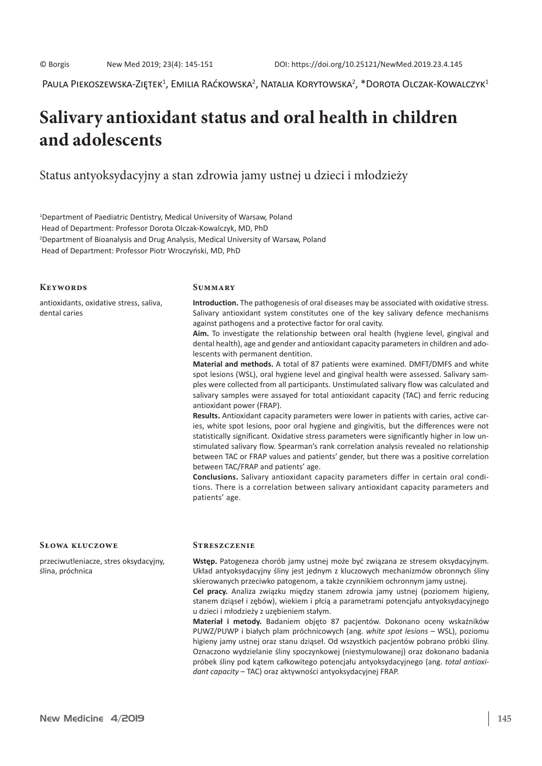© Borgis New Med 2019; 23(4): 145-151 DOI: https://doi.org/10.25121/NewMed.2019.23.4.145

Paula Piekoszewska-Ziętek[1], Emilia Raćkowska[2], Natalia Korytowska[2], *Dorota Olczak-Kowalczyk[1]

# Salivary antioxidant status and oral health in children and adolescents

## Status antyoksydacyjny a stan zdrowia jamy ustnej u dzieci i młodzieży

[1]Department of Paediatric Dentistry, Medical University of Warsaw, Poland
Head of Department: Professor Dorota Olczak-Kowalczyk, MD, PhD
[2]Department of Bioanalysis and Drug Analysis, Medical University of Warsaw, Poland
Head of Department: Professor Piotr Wroczyński, MD, PhD

### Keywords

antioxidants, oxidative stress, saliva, dental caries

### Summary

**Introduction.** The pathogenesis of oral diseases may be associated with oxidative stress. Salivary antioxidant system constitutes one of the key salivary defence mechanisms against pathogens and a protective factor for oral cavity.

**Aim.** To investigate the relationship between oral health (hygiene level, gingival and dental health), age and gender and antioxidant capacity parameters in children and adolescents with permanent dentition.

**Material and methods.** A total of 87 patients were examined. DMFT/DMFS and white spot lesions (WSL), oral hygiene level and gingival health were assessed. Salivary samples were collected from all participants. Unstimulated salivary flow was calculated and salivary samples were assayed for total antioxidant capacity (TAC) and ferric reducing antioxidant power (FRAP).

**Results.** Antioxidant capacity parameters were lower in patients with caries, active caries, white spot lesions, poor oral hygiene and gingivitis, but the differences were not statistically significant. Oxidative stress parameters were significantly higher in low unstimulated salivary flow. Spearman's rank correlation analysis revealed no relationship between TAC or FRAP values and patients' gender, but there was a positive correlation between TAC/FRAP and patients' age.

**Conclusions.** Salivary antioxidant capacity parameters differ in certain oral conditions. There is a correlation between salivary antioxidant capacity parameters and patients' age.

### Słowa kluczowe

przeciwutleniacze, stres oksydacyjny, ślina, próchnica

### Streszczenie

**Wstęp.** Patogeneza chorób jamy ustnej może być związana ze stresem oksydacyjnym. Układ antyoksydacyjny śliny jest jednym z kluczowych mechanizmów obronnych śliny skierowanych przeciwko patogenom, a także czynnikiem ochronnym jamy ustnej.

**Cel pracy.** Analiza związku między stanem zdrowia jamy ustnej (poziomem higieny, stanem dziąseł i zębów), wiekiem i płcią a parametrami potencjału antyoksydacyjnego u dzieci i młodzieży z uzębieniem stałym.

**Materiał i metody.** Badaniem objęto 87 pacjentów. Dokonano oceny wskaźników PUWZ/PUWP i białych plam próchnicowych (ang. *white spot lesions* – WSL), poziomu higieny jamy ustnej oraz stanu dziąseł. Od wszystkich pacjentów pobrano próbki śliny. Oznaczono wydzielanie śliny spoczynkowej (niestymulowanej) oraz dokonano badania próbek śliny pod kątem całkowitego potencjału antyoksydacyjnego (ang. *total antioxidant capacity* – TAC) oraz aktywności antyoksydacyjnej FRAP.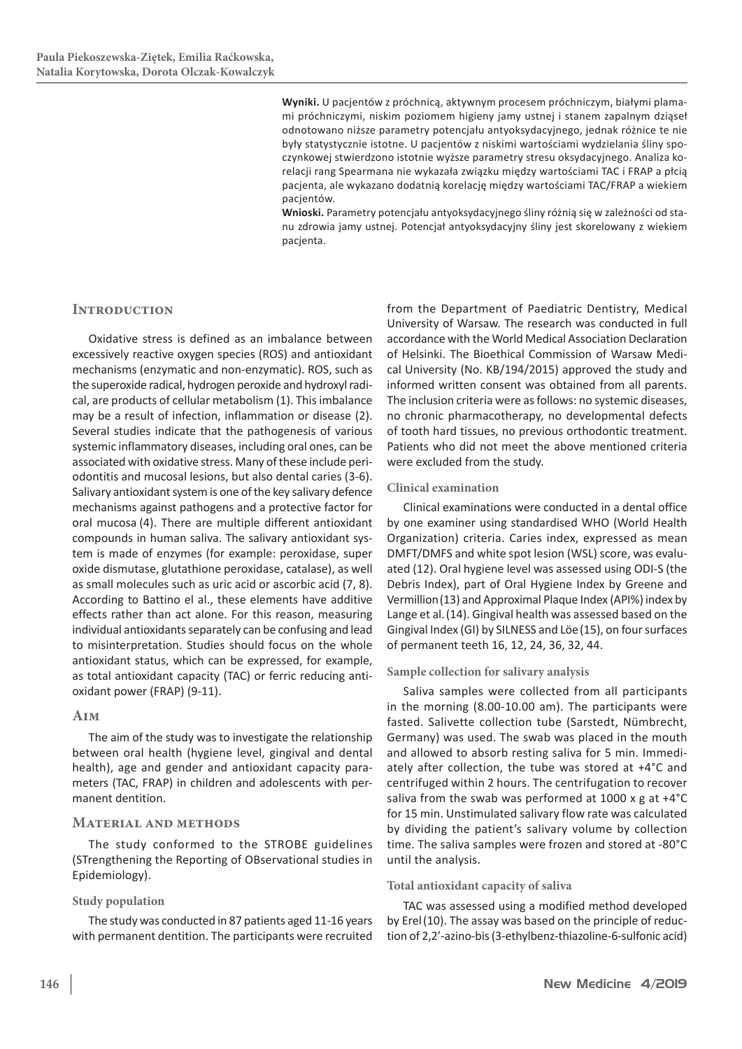**Wyniki.** U pacjentów z próchnicą, aktywnym procesem próchniczym, białymi plamami próchniczymi, niskim poziomem higieny jamy ustnej i stanem zapalnym dziąseł odnotowano niższe parametry potencjału antyoksydacyjnego, jednak różnice te nie były statystycznie istotne. U pacjentów z niskimi wartościami wydzielania śliny spoczynkowej stwierdzono istotnie wyższe parametry stresu oksydacyjnego. Analiza korelacji rang Spearmana nie wykazała związku między wartościami TAC i FRAP a płcią pacjenta, ale wykazano dodatnią korelację między wartościami TAC/FRAP a wiekiem pacjentów.

**Wnioski.** Parametry potencjału antyoksydacyjnego śliny różnią się w zależności od stanu zdrowia jamy ustnej. Potencjał antyoksydacyjny śliny jest skorelowany z wiekiem pacjenta.

## Introduction

Oxidative stress is defined as an imbalance between excessively reactive oxygen species (ROS) and antioxidant mechanisms (enzymatic and non-enzymatic). ROS, such as the superoxide radical, hydrogen peroxide and hydroxyl radical, are products of cellular metabolism (1). This imbalance may be a result of infection, inflammation or disease (2). Several studies indicate that the pathogenesis of various systemic inflammatory diseases, including oral ones, can be associated with oxidative stress. Many of these include periodontitis and mucosal lesions, but also dental caries (3-6). Salivary antioxidant system is one of the key salivary defence mechanisms against pathogens and a protective factor for oral mucosa (4). There are multiple different antioxidant compounds in human saliva. The salivary antioxidant system is made of enzymes (for example: peroxidase, super oxide dismutase, glutathione peroxidase, catalase), as well as small molecules such as uric acid or ascorbic acid (7, 8). According to Battino el al., these elements have additive effects rather than act alone. For this reason, measuring individual antioxidants separately can be confusing and lead to misinterpretation. Studies should focus on the whole antioxidant status, which can be expressed, for example, as total antioxidant capacity (TAC) or ferric reducing antioxidant power (FRAP) (9-11).

## Aim

The aim of the study was to investigate the relationship between oral health (hygiene level, gingival and dental health), age and gender and antioxidant capacity parameters (TAC, FRAP) in children and adolescents with permanent dentition.

## Material and methods

The study conformed to the STROBE guidelines (STrengthening the Reporting of OBservational studies in Epidemiology).

### Study population

The study was conducted in 87 patients aged 11-16 years with permanent dentition. The participants were recruited from the Department of Paediatric Dentistry, Medical University of Warsaw. The research was conducted in full accordance with the World Medical Association Declaration of Helsinki. The Bioethical Commission of Warsaw Medical University (No. KB/194/2015) approved the study and informed written consent was obtained from all parents. The inclusion criteria were as follows: no systemic diseases, no chronic pharmacotherapy, no developmental defects of tooth hard tissues, no previous orthodontic treatment. Patients who did not meet the above mentioned criteria were excluded from the study.

### Clinical examination

Clinical examinations were conducted in a dental office by one examiner using standardised WHO (World Health Organization) criteria. Caries index, expressed as mean DMFT/DMFS and white spot lesion (WSL) score, was evaluated (12). Oral hygiene level was assessed using ODI-S (the Debris Index), part of Oral Hygiene Index by Greene and Vermillion (13) and Approximal Plaque Index (API%) index by Lange et al. (14). Gingival health was assessed based on the Gingival Index (GI) by SILNESS and Löe (15), on four surfaces of permanent teeth 16, 12, 24, 36, 32, 44.

### Sample collection for salivary analysis

Saliva samples were collected from all participants in the morning (8.00-10.00 am). The participants were fasted. Salivette collection tube (Sarstedt, Nümbrecht, Germany) was used. The swab was placed in the mouth and allowed to absorb resting saliva for 5 min. Immediately after collection, the tube was stored at +4°C and centrifuged within 2 hours. The centrifugation to recover saliva from the swab was performed at 1000 x g at +4°C for 15 min. Unstimulated salivary flow rate was calculated by dividing the patient's salivary volume by collection time. The saliva samples were frozen and stored at -80°C until the analysis.

### Total antioxidant capacity of saliva

TAC was assessed using a modified method developed by Erel (10). The assay was based on the principle of reduction of 2,2'-azino-bis (3-ethylbenz-thiazoline-6-sulfonic acid)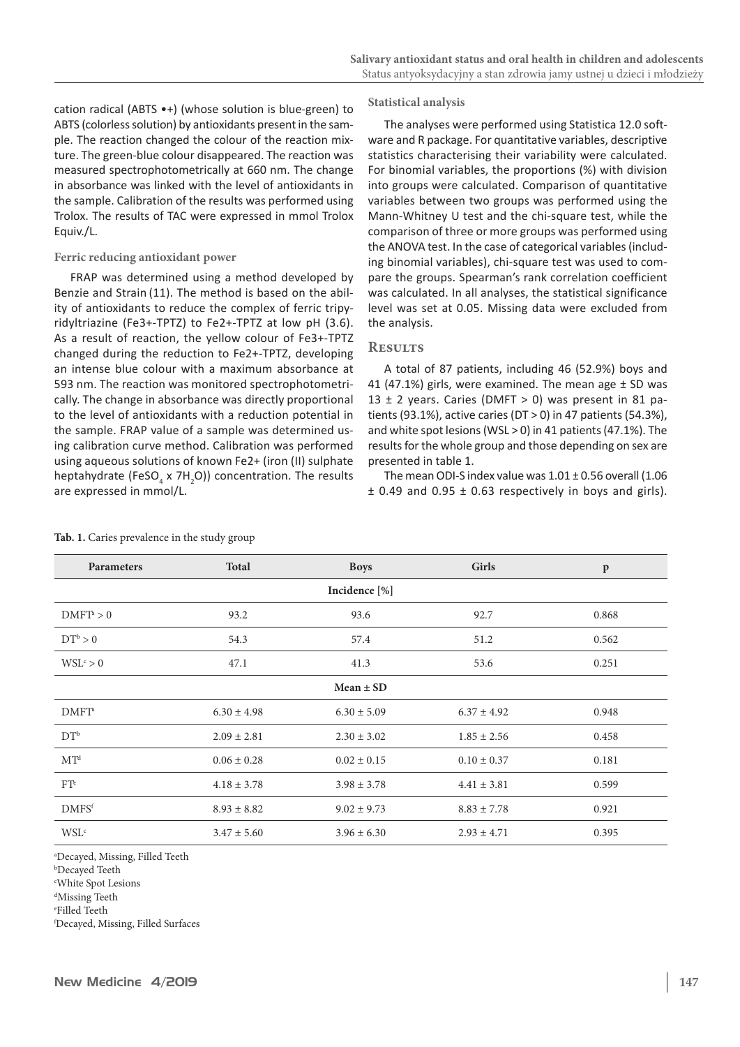cation radical (ABTS •+) (whose solution is blue-green) to ABTS (colorless solution) by antioxidants present in the sample. The reaction changed the colour of the reaction mixture. The green-blue colour disappeared. The reaction was measured spectrophotometrically at 660 nm. The change in absorbance was linked with the level of antioxidants in the sample. Calibration of the results was performed using Trolox. The results of TAC were expressed in mmol Trolox Equiv./L.

### Ferric reducing antioxidant power

FRAP was determined using a method developed by Benzie and Strain (11). The method is based on the ability of antioxidants to reduce the complex of ferric tripyridyltriazine ($Fe^{3+}$-TPTZ) to $Fe^{2+}$-TPTZ at low pH (3.6). As a result of reaction, the yellow colour of $Fe^{3+}$-TPTZ changed during the reduction to $Fe^{2+}$-TPTZ, developing an intense blue colour with a maximum absorbance at 593 nm. The reaction was monitored spectrophotometrically. The change in absorbance was directly proportional to the level of antioxidants with a reduction potential in the sample. FRAP value of a sample was determined using calibration curve method. Calibration was performed using aqueous solutions of known $Fe^{2+}$ (iron (II) sulphate heptahydrate ($FeSO_4 \times 7H_2O$)) concentration. The results are expressed in mmol/L.

### Statistical analysis

The analyses were performed using Statistica 12.0 software and R package. For quantitative variables, descriptive statistics characterising their variability were calculated. For binomial variables, the proportions (%) with division into groups were calculated. Comparison of quantitative variables between two groups was performed using the Mann-Whitney U test and the chi-square test, while the comparison of three or more groups was performed using the ANOVA test. In the case of categorical variables (including binomial variables), chi-square test was used to compare the groups. Spearman's rank correlation coefficient was calculated. In all analyses, the statistical significance level was set at 0.05. Missing data were excluded from the analysis.

## Results

A total of 87 patients, including 46 (52.9%) boys and 41 (47.1%) girls, were examined. The mean age ± SD was 13 ± 2 years. Caries (DMFT > 0) was present in 81 patients (93.1%), active caries (DT > 0) in 47 patients (54.3%), and white spot lesions (WSL > 0) in 41 patients (47.1%). The results for the whole group and those depending on sex are presented in table 1.

The mean ODI-S index value was 1.01 ± 0.56 overall (1.06 ± 0.49 and 0.95 ± 0.63 respectively in boys and girls).

**Tab. 1.** Caries prevalence in the study group

| Parameters | Total | Boys | Girls | p |
|---|---|---|---|---|
| | | Incidence [%] | | |
| DMFT[a] > 0 | 93.2 | 93.6 | 92.7 | 0.868 |
| DT[b] > 0 | 54.3 | 57.4 | 51.2 | 0.562 |
| WSL[c] > 0 | 47.1 | 41.3 | 53.6 | 0.251 |
| | | Mean ± SD | | |
| DMFT[a] | 6.30 ± 4.98 | 6.30 ± 5.09 | 6.37 ± 4.92 | 0.948 |
| DT[b] | 2.09 ± 2.81 | 2.30 ± 3.02 | 1.85 ± 2.56 | 0.458 |
| MT[d] | 0.06 ± 0.28 | 0.02 ± 0.15 | 0.10 ± 0.37 | 0.181 |
| FT[e] | 4.18 ± 3.78 | 3.98 ± 3.78 | 4.41 ± 3.81 | 0.599 |
| DMFS[f] | 8.93 ± 8.82 | 9.02 ± 9.73 | 8.83 ± 7.78 | 0.921 |
| WSL[c] | 3.47 ± 5.60 | 3.96 ± 6.30 | 2.93 ± 4.71 | 0.395 |

[a]Decayed, Missing, Filled Teeth
[b]Decayed Teeth
[c]White Spot Lesions
[d]Missing Teeth
[e]Filled Teeth
[f]Decayed, Missing, Filled Surfaces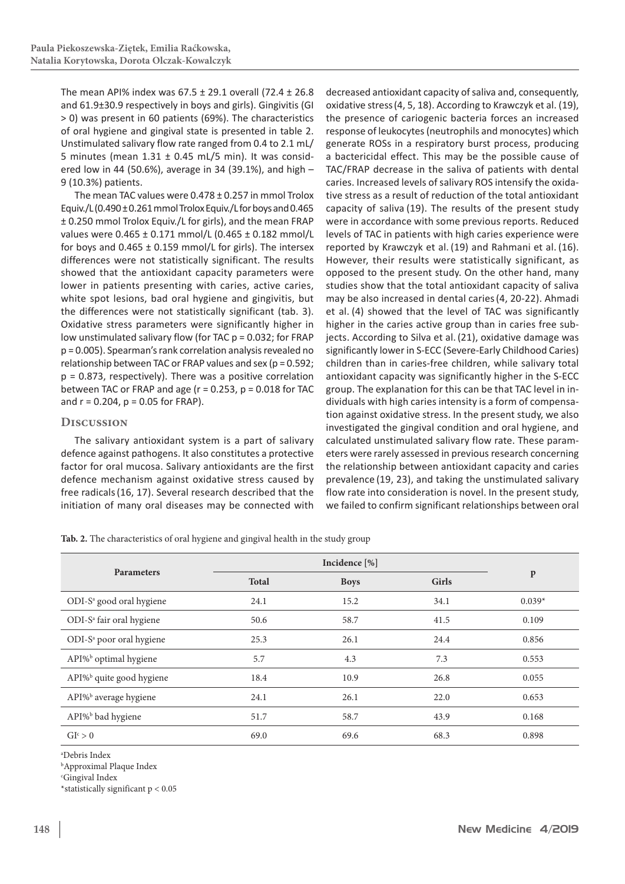The mean API% index was 67.5 ± 29.1 overall (72.4 ± 26.8 and 61.9±30.9 respectively in boys and girls). Gingivitis (GI > 0) was present in 60 patients (69%). The characteristics of oral hygiene and gingival state is presented in table 2. Unstimulated salivary flow rate ranged from 0.4 to 2.1 mL/ 5 minutes (mean 1.31 ± 0.45 mL/5 min). It was considered low in 44 (50.6%), average in 34 (39.1%), and high – 9 (10.3%) patients.

The mean TAC values were 0.478 ± 0.257 in mmol Trolox Equiv./L (0.490 ± 0.261 mmol Trolox Equiv./L for boys and 0.465 ± 0.250 mmol Trolox Equiv./L for girls), and the mean FRAP values were 0.465 ± 0.171 mmol/L (0.465 ± 0.182 mmol/L for boys and 0.465 ± 0.159 mmol/L for girls). The intersex differences were not statistically significant. The results showed that the antioxidant capacity parameters were lower in patients presenting with caries, active caries, white spot lesions, bad oral hygiene and gingivitis, but the differences were not statistically significant (tab. 3). Oxidative stress parameters were significantly higher in low unstimulated salivary flow (for TAC $p = 0.032$; for FRAP $p = 0.005$). Spearman's rank correlation analysis revealed no relationship between TAC or FRAP values and sex ($p = 0.592$; $p = 0.873$, respectively). There was a positive correlation between TAC or FRAP and age ($r = 0.253$, $p = 0.018$ for TAC and $r = 0.204$, $p = 0.05$ for FRAP).

## Discussion

The salivary antioxidant system is a part of salivary defence against pathogens. It also constitutes a protective factor for oral mucosa. Salivary antioxidants are the first defence mechanism against oxidative stress caused by free radicals (16, 17). Several research described that the initiation of many oral diseases may be connected with decreased antioxidant capacity of saliva and, consequently, oxidative stress (4, 5, 18). According to Krawczyk et al. (19), the presence of cariogenic bacteria forces an increased response of leukocytes (neutrophils and monocytes) which generate ROSs in a respiratory burst process, producing a bactericidal effect. This may be the possible cause of TAC/FRAP decrease in the saliva of patients with dental caries. Increased levels of salivary ROS intensify the oxidative stress as a result of reduction of the total antioxidant capacity of saliva (19). The results of the present study were in accordance with some previous reports. Reduced levels of TAC in patients with high caries experience were reported by Krawczyk et al. (19) and Rahmani et al. (16). However, their results were statistically significant, as opposed to the present study. On the other hand, many studies show that the total antioxidant capacity of saliva may be also increased in dental caries (4, 20-22). Ahmadi et al. (4) showed that the level of TAC was significantly higher in the caries active group than in caries free subjects. According to Silva et al. (21), oxidative damage was significantly lower in S-ECC (Severe-Early Childhood Caries) children than in caries-free children, while salivary total antioxidant capacity was significantly higher in the S-ECC group. The explanation for this can be that TAC level in individuals with high caries intensity is a form of compensation against oxidative stress. In the present study, we also investigated the gingival condition and oral hygiene, and calculated unstimulated salivary flow rate. These parameters were rarely assessed in previous research concerning the relationship between antioxidant capacity and caries prevalence (19, 23), and taking the unstimulated salivary flow rate into consideration is novel. In the present study, we failed to confirm significant relationships between oral

**Tab. 2.** The characteristics of oral hygiene and gingival health in the study group

| Parameters | Incidence [%] | | | p |
|---|---|---|---|---|
| | Total | Boys | Girls | |
| ODI-S[a] good oral hygiene | 24.1 | 15.2 | 34.1 | 0.039* |
| ODI-S[a] fair oral hygiene | 50.6 | 58.7 | 41.5 | 0.109 |
| ODI-S[a] poor oral hygiene | 25.3 | 26.1 | 24.4 | 0.856 |
| API%[b] optimal hygiene | 5.7 | 4.3 | 7.3 | 0.553 |
| API%[b] quite good hygiene | 18.4 | 10.9 | 26.8 | 0.055 |
| API%[b] average hygiene | 24.1 | 26.1 | 22.0 | 0.653 |
| API%[b] bad hygiene | 51.7 | 58.7 | 43.9 | 0.168 |
| GI[c] > 0 | 69.0 | 69.6 | 68.3 | 0.898 |

[a]Debris Index
[b]Approximal Plaque Index
[c]Gingival Index
*statistically significant $p < 0.05$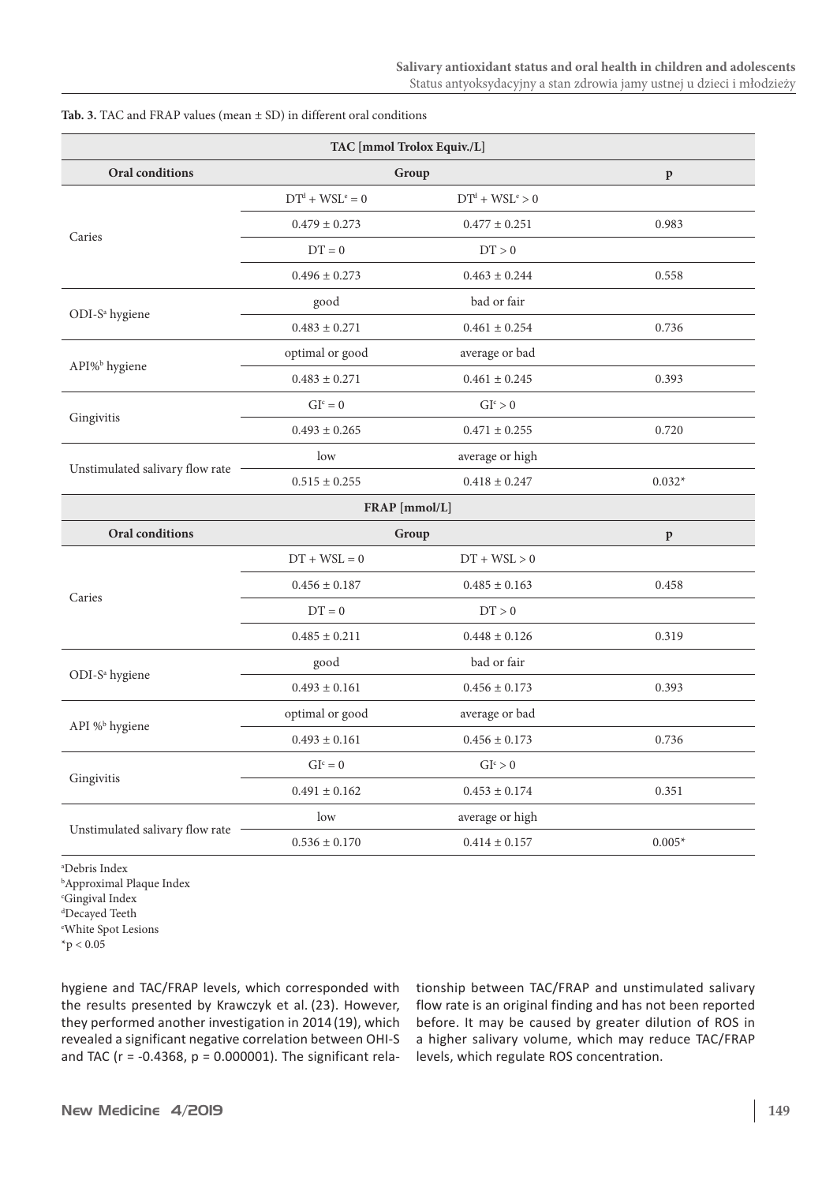**Tab. 3.** TAC and FRAP values (mean ± SD) in different oral conditions

| TAC [mmol Trolox Equiv./L] | | | |
|---|---|---|---|
| **Oral conditions** | **Group** | | **p** |
| Caries | DT[d] + WSL[e] = 0 | DT[d] + WSL[e] > 0 | |
| | 0.479 ± 0.273 | 0.477 ± 0.251 | 0.983 |
| | DT = 0 | DT > 0 | |
| | 0.496 ± 0.273 | 0.463 ± 0.244 | 0.558 |
| ODI-S[a] hygiene | good | bad or fair | |
| | 0.483 ± 0.271 | 0.461 ± 0.254 | 0.736 |
| API%[b] hygiene | optimal or good | average or bad | |
| | 0.483 ± 0.271 | 0.461 ± 0.245 | 0.393 |
| Gingivitis | GI[c] = 0 | GI[c] > 0 | |
| | 0.493 ± 0.265 | 0.471 ± 0.255 | 0.720 |
| Unstimulated salivary flow rate | low | average or high | |
| | 0.515 ± 0.255 | 0.418 ± 0.247 | 0.032* |
| **FRAP [mmol/L]** | | | |
| **Oral conditions** | **Group** | | **p** |
| Caries | DT + WSL = 0 | DT + WSL > 0 | |
| | 0.456 ± 0.187 | 0.485 ± 0.163 | 0.458 |
| | DT = 0 | DT > 0 | |
| | 0.485 ± 0.211 | 0.448 ± 0.126 | 0.319 |
| ODI-S[a] hygiene | good | bad or fair | |
| | 0.493 ± 0.161 | 0.456 ± 0.173 | 0.393 |
| API %[b] hygiene | optimal or good | average or bad | |
| | 0.493 ± 0.161 | 0.456 ± 0.173 | 0.736 |
| Gingivitis | GI[c] = 0 | GI[c] > 0 | |
| | 0.491 ± 0.162 | 0.453 ± 0.174 | 0.351 |
| Unstimulated salivary flow rate | low | average or high | |
| | 0.536 ± 0.170 | 0.414 ± 0.157 | 0.005* |

[a]Debris Index
[b]Approximal Plaque Index
[c]Gingival Index
[d]Decayed Teeth
[e]White Spot Lesions
*$p < 0.05$

hygiene and TAC/FRAP levels, which corresponded with the results presented by Krawczyk et al. (23). However, they performed another investigation in 2014 (19), which revealed a significant negative correlation between OHI-S and TAC ($r = -0.4368$, $p = 0.000001$). The significant relationship between TAC/FRAP and unstimulated salivary flow rate is an original finding and has not been reported before. It may be caused by greater dilution of ROS in a higher salivary volume, which may reduce TAC/FRAP levels, which regulate ROS concentration.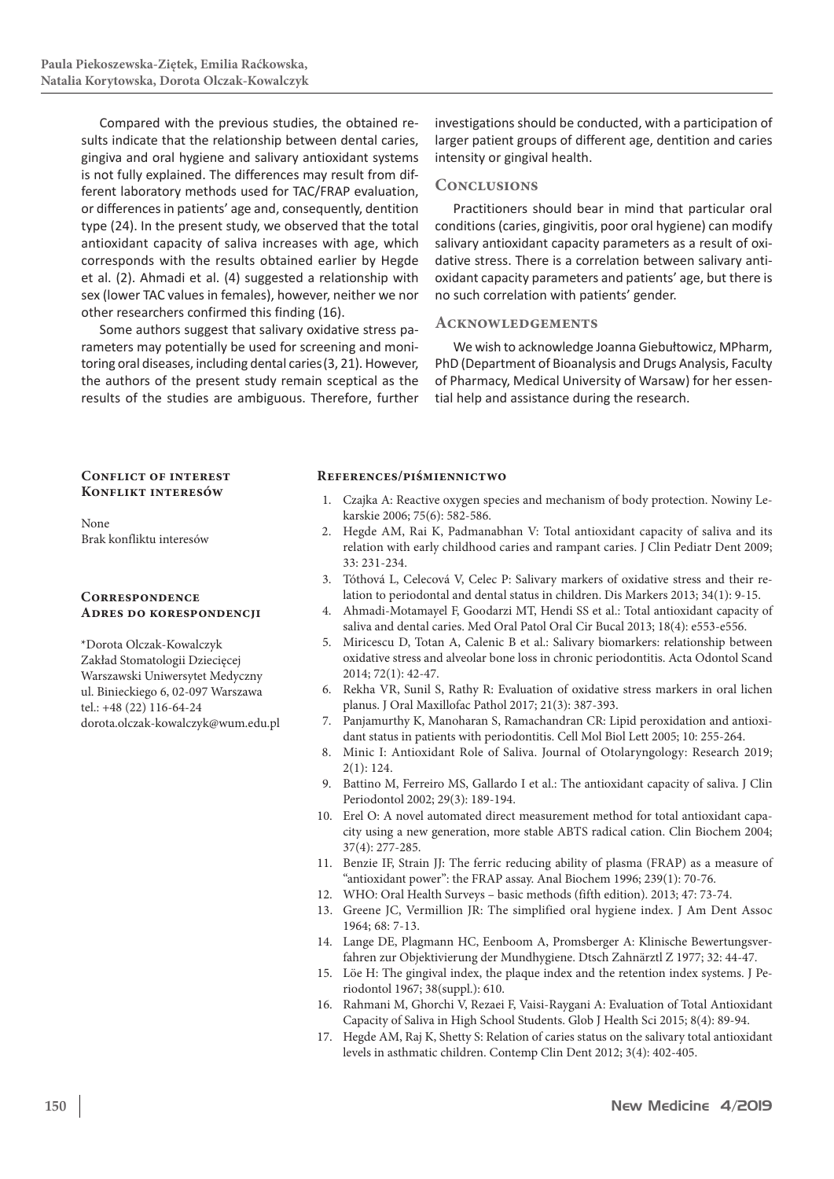Compared with the previous studies, the obtained results indicate that the relationship between dental caries, gingiva and oral hygiene and salivary antioxidant systems is not fully explained. The differences may result from different laboratory methods used for TAC/FRAP evaluation, or differences in patients' age and, consequently, dentition type (24). In the present study, we observed that the total antioxidant capacity of saliva increases with age, which corresponds with the results obtained earlier by Hegde et al. (2). Ahmadi et al. (4) suggested a relationship with sex (lower TAC values in females), however, neither we nor other researchers confirmed this finding (16).

Some authors suggest that salivary oxidative stress parameters may potentially be used for screening and monitoring oral diseases, including dental caries (3, 21). However, the authors of the present study remain sceptical as the results of the studies are ambiguous. Therefore, further investigations should be conducted, with a participation of larger patient groups of different age, dentition and caries intensity or gingival health.

## Conclusions

Practitioners should bear in mind that particular oral conditions (caries, gingivitis, poor oral hygiene) can modify salivary antioxidant capacity parameters as a result of oxidative stress. There is a correlation between salivary antioxidant capacity parameters and patients' age, but there is no such correlation with patients' gender.

## Acknowledgements

We wish to acknowledge Joanna Giebułtowicz, MPharm, PhD (Department of Bioanalysis and Drugs Analysis, Faculty of Pharmacy, Medical University of Warsaw) for her essential help and assistance during the research.

**Conflict of interest**
**Konflikt interesów**

None
Brak konfliktu interesów

**Correspondence**
**Adres do korespondencji**

*Dorota Olczak-Kowalczyk
Zakład Stomatologii Dziecięcej
Warszawski Uniwersytet Medyczny
ul. Binieckiego 6, 02-097 Warszawa
tel.: +48 (22) 116-64-24
dorota.olczak-kowalczyk@wum.edu.pl

## References/piśmiennictwo

1. Czajka A: Reactive oxygen species and mechanism of body protection. Nowiny Lekarskie 2006; 75(6): 582-586.
2. Hegde AM, Rai K, Padmanabhan V: Total antioxidant capacity of saliva and its relation with early childhood caries and rampant caries. J Clin Pediatr Dent 2009; 33: 231-234.
3. Tóthová L, Celecová V, Celec P: Salivary markers of oxidative stress and their relation to periodontal and dental status in children. Dis Markers 2013; 34(1): 9-15.
4. Ahmadi-Motamayel F, Goodarzi MT, Hendi SS et al.: Total antioxidant capacity of saliva and dental caries. Med Oral Patol Oral Cir Bucal 2013; 18(4): e553-e556.
5. Miricescu D, Totan A, Calenic B et al.: Salivary biomarkers: relationship between oxidative stress and alveolar bone loss in chronic periodontitis. Acta Odontol Scand 2014; 72(1): 42-47.
6. Rekha VR, Sunil S, Rathy R: Evaluation of oxidative stress markers in oral lichen planus. J Oral Maxillofac Pathol 2017; 21(3): 387-393.
7. Panjamurthy K, Manoharan S, Ramachandran CR: Lipid peroxidation and antioxidant status in patients with periodontitis. Cell Mol Biol Lett 2005; 10: 255-264.
8. Minic I: Antioxidant Role of Saliva. Journal of Otolaryngology: Research 2019; 2(1): 124.
9. Battino M, Ferreiro MS, Gallardo I et al.: The antioxidant capacity of saliva. J Clin Periodontol 2002; 29(3): 189-194.
10. Erel O: A novel automated direct measurement method for total antioxidant capacity using a new generation, more stable ABTS radical cation. Clin Biochem 2004; 37(4): 277-285.
11. Benzie IF, Strain JJ: The ferric reducing ability of plasma (FRAP) as a measure of "antioxidant power": the FRAP assay. Anal Biochem 1996; 239(1): 70-76.
12. WHO: Oral Health Surveys – basic methods (fifth edition). 2013; 47: 73-74.
13. Greene JC, Vermillion JR: The simplified oral hygiene index. J Am Dent Assoc 1964; 68: 7-13.
14. Lange DE, Plagmann HC, Eenboom A, Promsberger A: Klinische Bewertungsverfahren zur Objektivierung der Mundhygiene. Dtsch Zahnärztl Z 1977; 32: 44-47.
15. Löe H: The gingival index, the plaque index and the retention index systems. J Periodontol 1967; 38(suppl.): 610.
16. Rahmani M, Ghorchi V, Rezaei F, Vaisi-Raygani A: Evaluation of Total Antioxidant Capacity of Saliva in High School Students. Glob J Health Sci 2015; 8(4): 89-94.
17. Hegde AM, Raj K, Shetty S: Relation of caries status on the salivary total antioxidant levels in asthmatic children. Contemp Clin Dent 2012; 3(4): 402-405.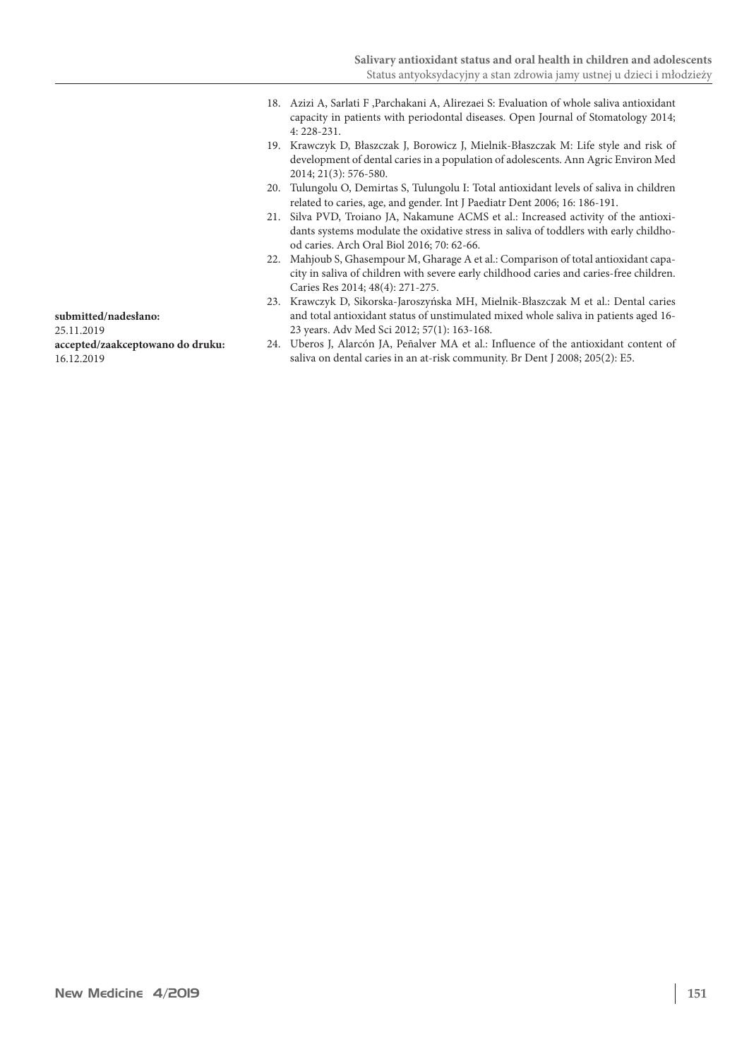18. Azizi A, Sarlati F ,Parchakani A, Alirezaei S: Evaluation of whole saliva antioxidant capacity in patients with periodontal diseases. Open Journal of Stomatology 2014; 4: 228-231.
19. Krawczyk D, Błaszczak J, Borowicz J, Mielnik-Błaszczak M: Life style and risk of development of dental caries in a population of adolescents. Ann Agric Environ Med 2014; 21(3): 576-580.
20. Tulungolu O, Demirtas S, Tulungolu I: Total antioxidant levels of saliva in children related to caries, age, and gender. Int J Paediatr Dent 2006; 16: 186-191.
21. Silva PVD, Troiano JA, Nakamune ACMS et al.: Increased activity of the antioxidants systems modulate the oxidative stress in saliva of toddlers with early childhood caries. Arch Oral Biol 2016; 70: 62-66.
22. Mahjoub S, Ghasempour M, Gharage A et al.: Comparison of total antioxidant capacity in saliva of children with severe early childhood caries and caries-free children. Caries Res 2014; 48(4): 271-275.
23. Krawczyk D, Sikorska-Jaroszyńska MH, Mielnik-Błaszczak M et al.: Dental caries and total antioxidant status of unstimulated mixed whole saliva in patients aged 16-23 years. Adv Med Sci 2012; 57(1): 163-168.
24. Uberos J, Alarcón JA, Peñalver MA et al.: Influence of the antioxidant content of saliva on dental caries in an at-risk community. Br Dent J 2008; 205(2): E5.

**submitted/nadesłano:**
25.11.2019
**accepted/zaakceptowano do druku:**
16.12.2019